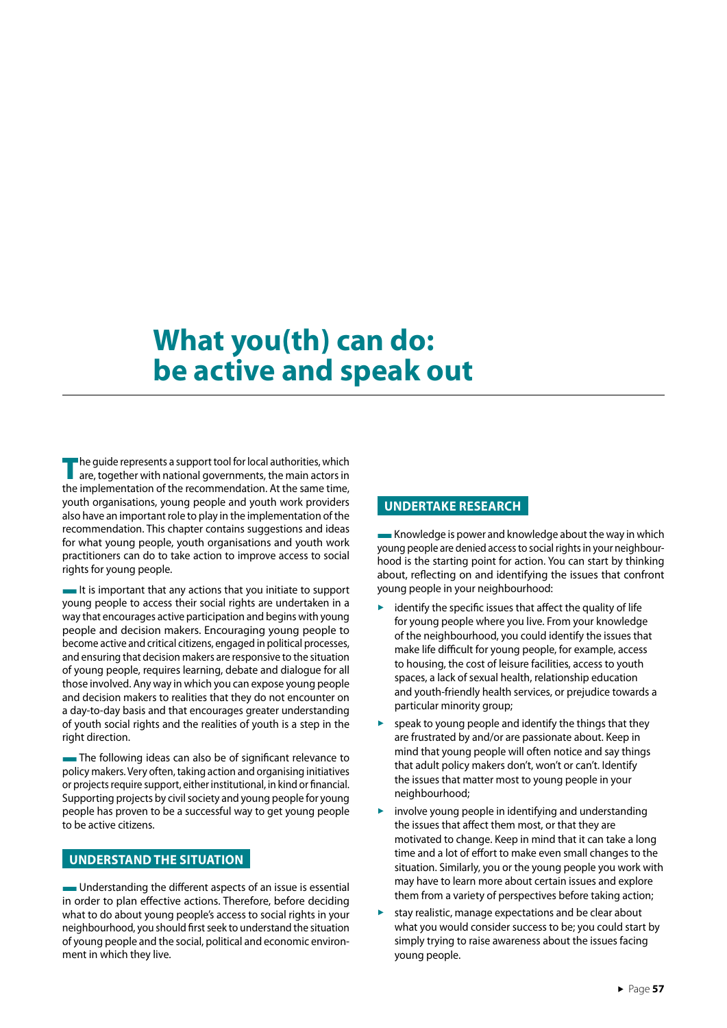# What you(th) can do: be active and speak out

The guide represents a support tool for local authorities, which are, together with national governments, the main actors in the implementation of the recommendation. At the same time, youth organisations, young people and youth work providers also have an important role to play in the implementation of the recommendation. This chapter contains suggestions and ideas for what young people, youth organisations and youth work practitioners can do to take action to improve access to social rights for young people.

It is important that any actions that you initiate to support young people to access their social rights are undertaken in a way that encourages active participation and begins with young people and decision makers. Encouraging young people to become active and critical citizens, engaged in political processes, and ensuring that decision makers are responsive to the situation of young people, requires learning, debate and dialogue for all those involved. Any way in which you can expose young people and decision makers to realities that they do not encounter on a day-to-day basis and that encourages greater understanding of youth social rights and the realities of youth is a step in the right direction.

The following ideas can also be of significant relevance to policy makers. Very often, taking action and organising initiatives or projects require support, either institutional, in kind or financial. Supporting projects by civil society and young people for young people has proven to be a successful way to get young people to be active citizens.

## UNDERSTAND THE SITUATION

Understanding the different aspects of an issue is essential in order to plan effective actions. Therefore, before deciding what to do about young people's access to social rights in your neighbourhood, you should first seek to understand the situation of young people and the social, political and economic environment in which they live.

## UNDERTAKE RESEARCH

Knowledge is power and knowledge about the way in which young people are denied access to social rights in your neighbourhood is the starting point for action. You can start by thinking about, reflecting on and identifying the issues that confront young people in your neighbourhood:

- identify the specific issues that affect the quality of life for young people where you live. From your knowledge of the neighbourhood, you could identify the issues that make life difficult for young people, for example, access to housing, the cost of leisure facilities, access to youth spaces, a lack of sexual health, relationship education and youth-friendly health services, or prejudice towards a particular minority group;
- speak to young people and identify the things that they are frustrated by and/or are passionate about. Keep in mind that young people will often notice and say things that adult policy makers don't, won't or can't. Identify the issues that matter most to young people in your neighbourhood;
- involve young people in identifying and understanding the issues that affect them most, or that they are motivated to change. Keep in mind that it can take a long time and a lot of effort to make even small changes to the situation. Similarly, you or the young people you work with may have to learn more about certain issues and explore them from a variety of perspectives before taking action;
- stay realistic, manage expectations and be clear about what you would consider success to be; you could start by simply trying to raise awareness about the issues facing young people.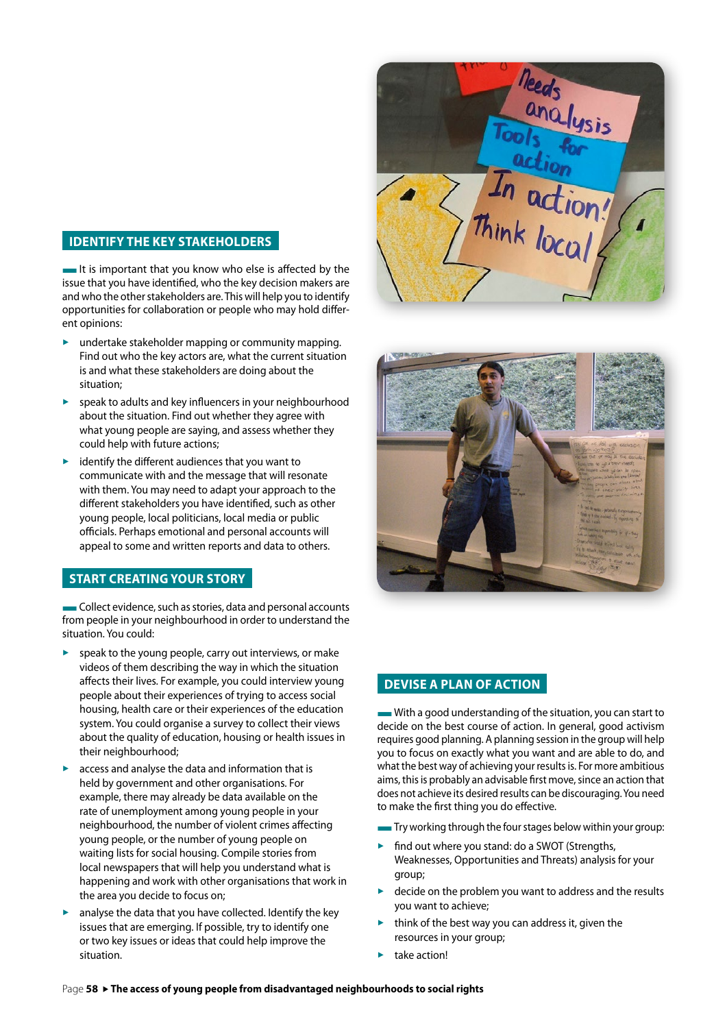## IDENTIFY THE KEY STAKEHOLDERS

It is important that you know who else is affected by the issue that you have identified, who the key decision makers are and who the other stakeholders are. This will help you to identify opportunities for collaboration or people who may hold different opinions:

- undertake stakeholder mapping or community mapping. Find out who the key actors are, what the current situation is and what these stakeholders are doing about the situation;
- speak to adults and key influencers in your neighbourhood about the situation. Find out whether they agree with what young people are saying, and assess whether they could help with future actions;
- identify the different audiences that you want to communicate with and the message that will resonate with them. You may need to adapt your approach to the different stakeholders you have identified, such as other young people, local politicians, local media or public officials. Perhaps emotional and personal accounts will appeal to some and written reports and data to others.

## START CREATING YOUR STORY

Collect evidence, such as stories, data and personal accounts from people in your neighbourhood in order to understand the situation. You could:

- speak to the young people, carry out interviews, or make videos of them describing the way in which the situation affects their lives. For example, you could interview young people about their experiences of trying to access social housing, health care or their experiences of the education system. You could organise a survey to collect their views about the quality of education, housing or health issues in their neighbourhood;
- access and analyse the data and information that is held by government and other organisations. For example, there may already be data available on the rate of unemployment among young people in your neighbourhood, the number of violent crimes affecting young people, or the number of young people on waiting lists for social housing. Compile stories from local newspapers that will help you understand what is happening and work with other organisations that work in the area you decide to focus on;
- analyse the data that you have collected. Identify the key issues that are emerging. If possible, try to identify one or two key issues or ideas that could help improve the situation.

## DEVISE A PLAN OF ACTION

With a good understanding of the situation, you can start to decide on the best course of action. In general, good activism requires good planning. A planning session in the group will help you to focus on exactly what you want and are able to do, and what the best way of achieving your results is. For more ambitious aims, this is probably an advisable first move, since an action that does not achieve its desired results can be discouraging. You need to make the first thing you do effective.

Try working through the four stages below within your group:

- find out where you stand: do a SWOT (Strengths, Weaknesses, Opportunities and Threats) analysis for your group;
- decide on the problem you want to address and the results you want to achieve;
- think of the best way you can address it, given the resources in your group;
- take action!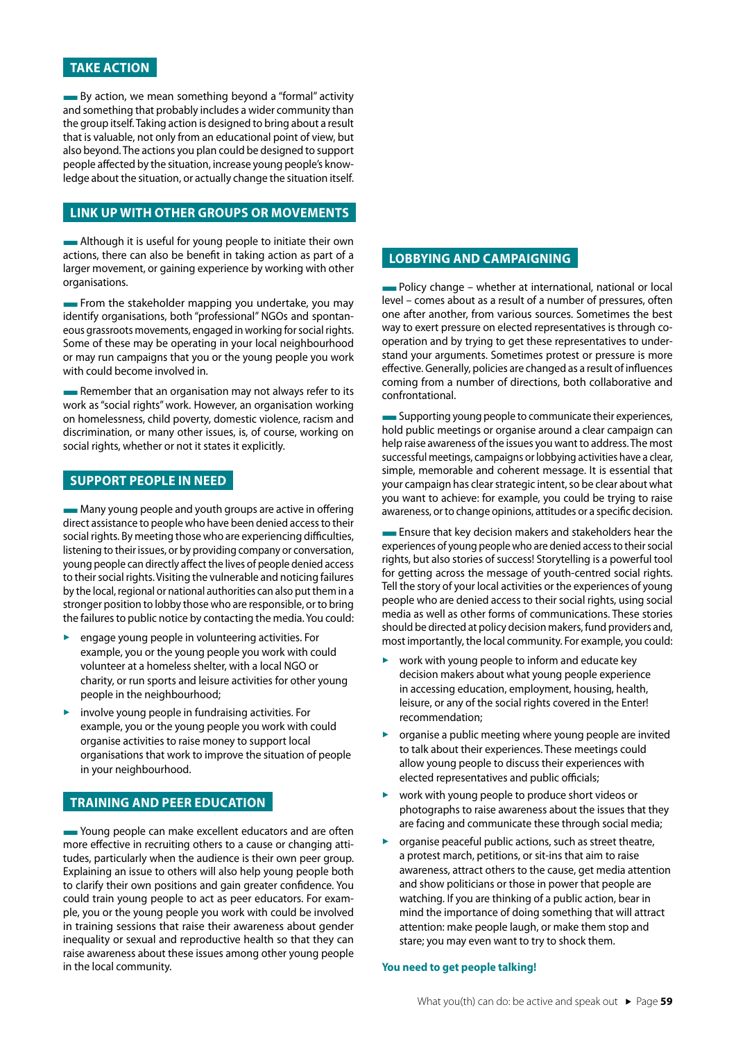## TAKE ACTION

By action, we mean something beyond a "formal" activity and something that probably includes a wider community than the group itself. Taking action is designed to bring about a result that is valuable, not only from an educational point of view, but also beyond. The actions you plan could be designed to support people affected by the situation, increase young people's knowledge about the situation, or actually change the situation itself.

## LINK UP WITH OTHER GROUPS OR MOVEMENTS

Although it is useful for young people to initiate their own actions, there can also be benefit in taking action as part of a larger movement, or gaining experience by working with other organisations.

From the stakeholder mapping you undertake, you may identify organisations, both "professional" NGOs and spontaneous grassroots movements, engaged in working for social rights. Some of these may be operating in your local neighbourhood or may run campaigns that you or the young people you work with could become involved in.

Remember that an organisation may not always refer to its work as "social rights" work. However, an organisation working on homelessness, child poverty, domestic violence, racism and discrimination, or many other issues, is, of course, working on social rights, whether or not it states it explicitly.

## SUPPORT PEOPLE IN NEED

Many young people and youth groups are active in offering direct assistance to people who have been denied access to their social rights. By meeting those who are experiencing difficulties, listening to their issues, or by providing company or conversation, young people can directly affect the lives of people denied access to their social rights. Visiting the vulnerable and noticing failures by the local, regional or national authorities can also put them in a stronger position to lobby those who are responsible, or to bring the failures to public notice by contacting the media. You could:

- engage young people in volunteering activities. For example, you or the young people you work with could volunteer at a homeless shelter, with a local NGO or charity, or run sports and leisure activities for other young people in the neighbourhood;
- involve young people in fundraising activities. For example, you or the young people you work with could organise activities to raise money to support local organisations that work to improve the situation of people in your neighbourhood.

## TRAINING AND PEER EDUCATION

Young people can make excellent educators and are often more effective in recruiting others to a cause or changing attitudes, particularly when the audience is their own peer group. Explaining an issue to others will also help young people both to clarify their own positions and gain greater confidence. You could train young people to act as peer educators. For example, you or the young people you work with could be involved in training sessions that raise their awareness about gender inequality or sexual and reproductive health so that they can raise awareness about these issues among other young people in the local community.

## LOBBYING AND CAMPAIGNING

Policy change – whether at international, national or local level – comes about as a result of a number of pressures, often one after another, from various sources. Sometimes the best way to exert pressure on elected representatives is through co-operation and by trying to get these representatives to understand your arguments. Sometimes protest or pressure is more effective. Generally, policies are changed as a result of influences coming from a number of directions, both collaborative and confrontational.

Supporting young people to communicate their experiences, hold public meetings or organise around a clear campaign can help raise awareness of the issues you want to address. The most successful meetings, campaigns or lobbying activities have a clear, simple, memorable and coherent message. It is essential that your campaign has clear strategic intent, so be clear about what you want to achieve: for example, you could be trying to raise awareness, or to change opinions, attitudes or a specific decision.

Ensure that key decision makers and stakeholders hear the experiences of young people who are denied access to their social rights, but also stories of success! Storytelling is a powerful tool for getting across the message of youth-centred social rights. Tell the story of your local activities or the experiences of young people who are denied access to their social rights, using social media as well as other forms of communications. These stories should be directed at policy decision makers, fund providers and, most importantly, the local community. For example, you could:

- work with young people to inform and educate key decision makers about what young people experience in accessing education, employment, housing, health, leisure, or any of the social rights covered in the Enter! recommendation;
- organise a public meeting where young people are invited to talk about their experiences. These meetings could allow young people to discuss their experiences with elected representatives and public officials;
- work with young people to produce short videos or photographs to raise awareness about the issues that they are facing and communicate these through social media;
- organise peaceful public actions, such as street theatre, a protest march, petitions, or sit-ins that aim to raise awareness, attract others to the cause, get media attention and show politicians or those in power that people are watching. If you are thinking of a public action, bear in mind the importance of doing something that will attract attention: make people laugh, or make them stop and stare; you may even want to try to shock them.

**You need to get people talking!**